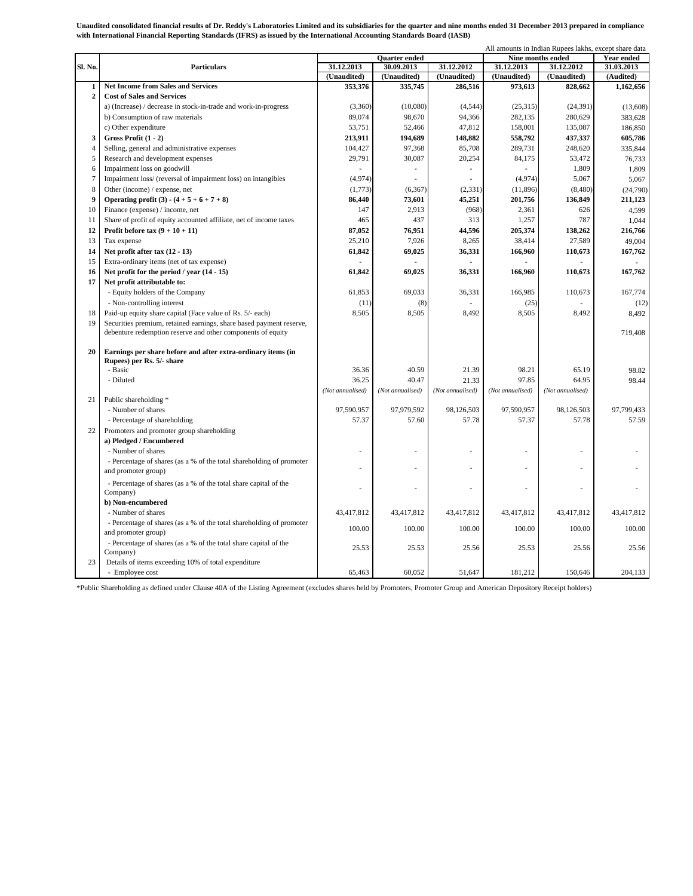**Unaudited consolidated financial results of Dr. Reddy's Laboratories Limited and its subsidiaries for the quarter and nine months ended 31 December 2013 prepared in compliance with International Financial Reporting Standards (IFRS) as issued by the International Accounting Standards Board (IASB)**

All amounts in Indian Rupees lakhs, except share data

| Sl. No. | Particulars | Quarter ended | | | Nine months ended | | Year ended |
|---|---|---|---|---|---|---|---|
| | | 31.12.2013 | 30.09.2013 | 31.12.2012 | 31.12.2013 | 31.12.2012 | 31.03.2013 |
| | | (Unaudited) | (Unaudited) | (Unaudited) | (Unaudited) | (Unaudited) | (Audited) |
| **1** | **Net Income from Sales and Services** | **353,376** | **335,745** | **286,516** | **973,613** | **828,662** | **1,162,656** |
| **2** | **Cost of Sales and Services** | | | | | | |
| | a) (Increase) / decrease in stock-in-trade and work-in-progress | (3,360) | (10,080) | (4,544) | (25,315) | (24,391) | (13,608) |
| | b) Consumption of raw materials | 89,074 | 98,670 | 94,366 | 282,135 | 280,629 | 383,628 |
| | c) Other expenditure | 53,751 | 52,466 | 47,812 | 158,001 | 135,087 | 186,850 |
| **3** | **Gross Profit (1 - 2)** | **213,911** | **194,689** | **148,882** | **558,792** | **437,337** | **605,786** |
| 4 | Selling, general and administrative expenses | 104,427 | 97,368 | 85,708 | 289,731 | 248,620 | 335,844 |
| 5 | Research and development expenses | 29,791 | 30,087 | 20,254 | 84,175 | 53,472 | 76,733 |
| 6 | Impairment loss on goodwill | - | - | - | - | 1,809 | 1,809 |
| 7 | Impairment loss/ (reversal of impairment loss) on intangibles | (4,974) | - | - | (4,974) | 5,067 | 5,067 |
| 8 | Other (income) / expense, net | (1,773) | (6,367) | (2,331) | (11,896) | (8,480) | (24,790) |
| **9** | **Operating profit (3) - (4 + 5 + 6 + 7 + 8)** | **86,440** | **73,601** | **45,251** | **201,756** | **136,849** | **211,123** |
| 10 | Finance (expense) / income, net | 147 | 2,913 | (968) | 2,361 | 626 | 4,599 |
| 11 | Share of profit of equity accounted affiliate, net of income taxes | 465 | 437 | 313 | 1,257 | 787 | 1,044 |
| **12** | **Profit before tax (9 + 10 + 11)** | **87,052** | **76,951** | **44,596** | **205,374** | **138,262** | **216,766** |
| 13 | Tax expense | 25,210 | 7,926 | 8,265 | 38,414 | 27,589 | 49,004 |
| **14** | **Net profit after tax (12 - 13)** | **61,842** | **69,025** | **36,331** | **166,960** | **110,673** | **167,762** |
| 15 | Extra-ordinary items (net of tax expense) | - | - | - | - | - | - |
| **16** | **Net profit for the period / year (14 - 15)** | **61,842** | **69,025** | **36,331** | **166,960** | **110,673** | **167,762** |
| **17** | **Net profit attributable to:** | | | | | | |
| | - Equity holders of the Company | 61,853 | 69,033 | 36,331 | 166,985 | 110,673 | 167,774 |
| | - Non-controlling interest | (11) | (8) | - | (25) | - | (12) |
| 18 | Paid-up equity share capital (Face value of Rs. 5/- each) | 8,505 | 8,505 | 8,492 | 8,505 | 8,492 | 8,492 |
| 19 | Securities premium, retained earnings, share based payment reserve, debenture redemption reserve and other components of equity | | | | | | 719,408 |
| **20** | **Earnings per share before and after extra-ordinary items (in Rupees) per Rs. 5/- share** | | | | | | |
| | - Basic | 36.36 | 40.59 | 21.39 | 98.21 | 65.19 | 98.82 |
| | - Diluted | 36.25 | 40.47 | 21.33 | 97.85 | 64.95 | 98.44 |
| | | *(Not annualised)* | *(Not annualised)* | *(Not annualised)* | *(Not annualised)* | *(Not annualised)* | |
| 21 | Public shareholding * | | | | | | |
| | - Number of shares | 97,590,957 | 97,979,592 | 98,126,503 | 97,590,957 | 98,126,503 | 97,799,433 |
| | - Percentage of shareholding | 57.37 | 57.60 | 57.78 | 57.37 | 57.78 | 57.59 |
| 22 | Promoters and promoter group shareholding | | | | | | |
| | **a) Pledged / Encumbered** | | | | | | |
| | - Number of shares | - | - | - | - | - | - |
| | - Percentage of shares (as a % of the total shareholding of promoter and promoter group) | - | - | - | - | - | - |
| | - Percentage of shares (as a % of the total share capital of the Company) | - | - | - | - | - | - |
| | **b) Non-encumbered** | | | | | | |
| | - Number of shares | 43,417,812 | 43,417,812 | 43,417,812 | 43,417,812 | 43,417,812 | 43,417,812 |
| | - Percentage of shares (as a % of the total shareholding of promoter and promoter group) | 100.00 | 100.00 | 100.00 | 100.00 | 100.00 | 100.00 |
| | - Percentage of shares (as a % of the total share capital of the Company) | 25.53 | 25.53 | 25.56 | 25.53 | 25.56 | 25.56 |
| 23 | Details of items exceeding 10% of total expenditure | | | | | | |
| | - Employee cost | 65,463 | 60,052 | 51,647 | 181,212 | 150,646 | 204,133 |

*Public Shareholding as defined under Clause 40A of the Listing Agreement (excludes shares held by Promoters, Promoter Group and American Depository Receipt holders)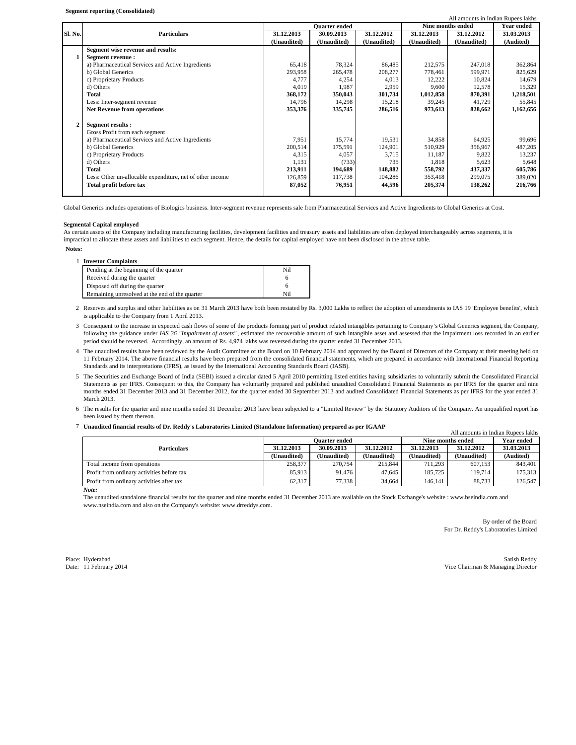**Segment reporting (Consolidated)**

All amounts in Indian Rupees lakhs

| Sl. No. | Particulars | Quarter ended | | | Nine months ended | | Year ended |
|---|---|---|---|---|---|---|---|
| | | 31.12.2013 | 30.09.2013 | 31.12.2012 | 31.12.2013 | 31.12.2012 | 31.03.2013 |
| | | (Unaudited) | (Unaudited) | (Unaudited) | (Unaudited) | (Unaudited) | (Audited) |
| | **Segment wise revenue and results:** | | | | | | |
| 1 | **Segment revenue :** | | | | | | |
| | a) Pharmaceutical Services and Active Ingredients | 65,418 | 78,324 | 86,485 | 212,575 | 247,018 | 362,864 |
| | b) Global Generics | 293,958 | 265,478 | 208,277 | 778,461 | 599,971 | 825,629 |
| | c) Proprietary Products | 4,777 | 4,254 | 4,013 | 12,222 | 10,824 | 14,679 |
| | d) Others | 4,019 | 1,987 | 2,959 | 9,600 | 12,578 | 15,329 |
| | **Total** | **368,172** | **350,043** | **301,734** | **1,012,858** | **870,391** | **1,218,501** |
| | Less: Inter-segment revenue | 14,796 | 14,298 | 15,218 | 39,245 | 41,729 | 55,845 |
| | **Net Revenue from operations** | **353,376** | **335,745** | **286,516** | **973,613** | **828,662** | **1,162,656** |
| 2 | **Segment results :** | | | | | | |
| | Gross Profit from each segment | | | | | | |
| | a) Pharmaceutical Services and Active Ingredients | 7,951 | 15,774 | 19,531 | 34,858 | 64,925 | 99,696 |
| | b) Global Generics | 200,514 | 175,591 | 124,901 | 510,929 | 356,967 | 487,205 |
| | c) Proprietary Products | 4,315 | 4,057 | 3,715 | 11,187 | 9,822 | 13,237 |
| | d) Others | 1,131 | (733) | 735 | 1,818 | 5,623 | 5,648 |
| | **Total** | **213,911** | **194,689** | **148,882** | **558,792** | **437,337** | **605,786** |
| | Less: Other un-allocable expenditure, net of other income | 126,859 | 117,738 | 104,286 | 353,418 | 299,075 | 389,020 |
| | **Total profit before tax** | **87,052** | **76,951** | **44,596** | **205,374** | **138,262** | **216,766** |

Global Generics includes operations of Biologics business. Inter-segment revenue represents sale from Pharmaceutical Services and Active Ingredients to Global Generics at Cost.

**Segmental Capital employed**

As certain assets of the Company including manufacturing facilities, development facilities and treasury assets and liabilities are often deployed interchangeably across segments, it is impractical to allocate these assets and liabilities to each segment. Hence, the details for capital employed have not been disclosed in the above table.

**Notes:**

1 **Investor Complaints**

| | |
|---|---|
| Pending at the beginning of the quarter | Nil |
| Received during the quarter | 6 |
| Disposed off during the quarter | 6 |
| Remaining unresolved at the end of the quarter | Nil |

2 Reserves and surplus and other liabilities as on 31 March 2013 have both been restated by Rs. 3,000 Lakhs to reflect the adoption of amendments to IAS 19 'Employee benefits', which is applicable to the Company from 1 April 2013.

3 Consequent to the increase in expected cash flows of some of the products forming part of product related intangibles pertaining to Company's Global Generics segment, the Company, following the guidance under *IAS 36 "Impairment of assets"*, estimated the recoverable amount of such intangible asset and assessed that the impairment loss recorded in an earlier period should be reversed. Accordingly, an amount of Rs. 4,974 lakhs was reversed during the quarter ended 31 December 2013.

4 The unaudited results have been reviewed by the Audit Committee of the Board on 10 February 2014 and approved by the Board of Directors of the Company at their meeting held on 11 February 2014. The above financial results have been prepared from the consolidated financial statements, which are prepared in accordance with International Financial Reporting Standards and its interpretations (IFRS), as issued by the International Accounting Standards Board (IASB).

5 The Securities and Exchange Board of India (SEBI) issued a circular dated 5 April 2010 permitting listed entities having subsidiaries to voluntarily submit the Consolidated Financial Statements as per IFRS. Consequent to this, the Company has voluntarily prepared and published unaudited Consolidated Financial Statements as per IFRS for the quarter and nine months ended 31 December 2013 and 31 December 2012, for the quarter ended 30 September 2013 and audited Consolidated Financial Statements as per IFRS for the year ended 31 March 2013.

6 The results for the quarter and nine months ended 31 December 2013 have been subjected to a "Limited Review" by the Statutory Auditors of the Company. An unqualified report has been issued by them thereon.

7 **Unaudited financial results of Dr. Reddy's Laboratories Limited (Standalone Information) prepared as per IGAAP**

All amounts in Indian Rupees lakhs

| Particulars | Quarter ended | | | Nine months ended | | Year ended |
|---|---|---|---|---|---|---|
| | 31.12.2013 | 30.09.2013 | 31.12.2012 | 31.12.2013 | 31.12.2012 | 31.03.2013 |
| | (Unaudited) | (Unaudited) | (Unaudited) | (Unaudited) | (Unaudited) | (Audited) |
| Total income from operations | 258,377 | 270,754 | 215,844 | 711,293 | 607,153 | 843,401 |
| Profit from ordinary activities before tax | 85,913 | 91,476 | 47,645 | 185,725 | 119,714 | 175,313 |
| Profit from ordinary activities after tax | 62,317 | 77,338 | 34,664 | 146,141 | 88,733 | 126,547 |

***Note:***

The unaudited standalone financial results for the quarter and nine months ended 31 December 2013 are available on the Stock Exchange's website : www.bseindia.com and www.nseindia.com and also on the Company's website: www.drreddys.com.

By order of the Board
For Dr. Reddy's Laboratories Limited

Place: Hyderabad
Date: 11 February 2014

Satish Reddy
Vice Chairman & Managing Director